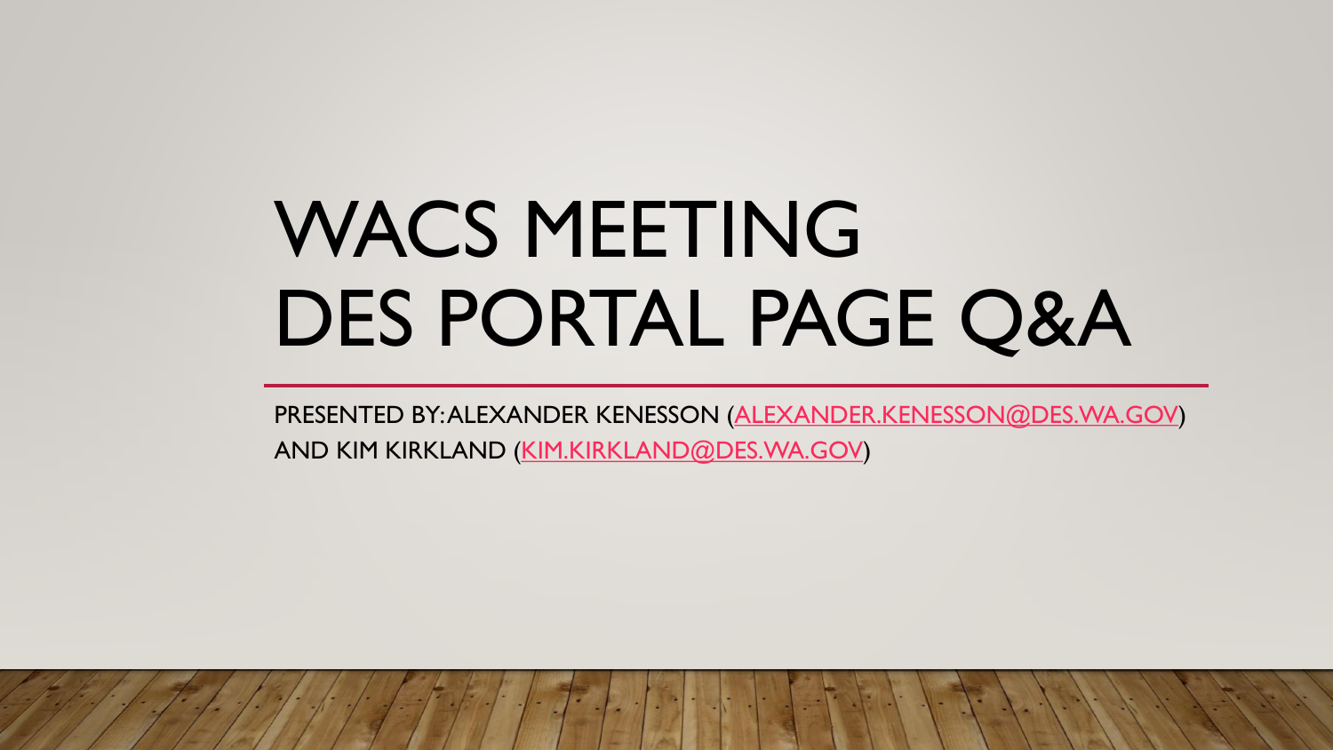# WACS MEETING DES PORTAL PAGE Q&A

PRESENTED BY: ALEXANDER KENESSON (ALEXANDER.KENESSON@DES.WA.GOV) AND KIM KIRKLAND (KIM.KIRKLAND@DES.WA.GOV)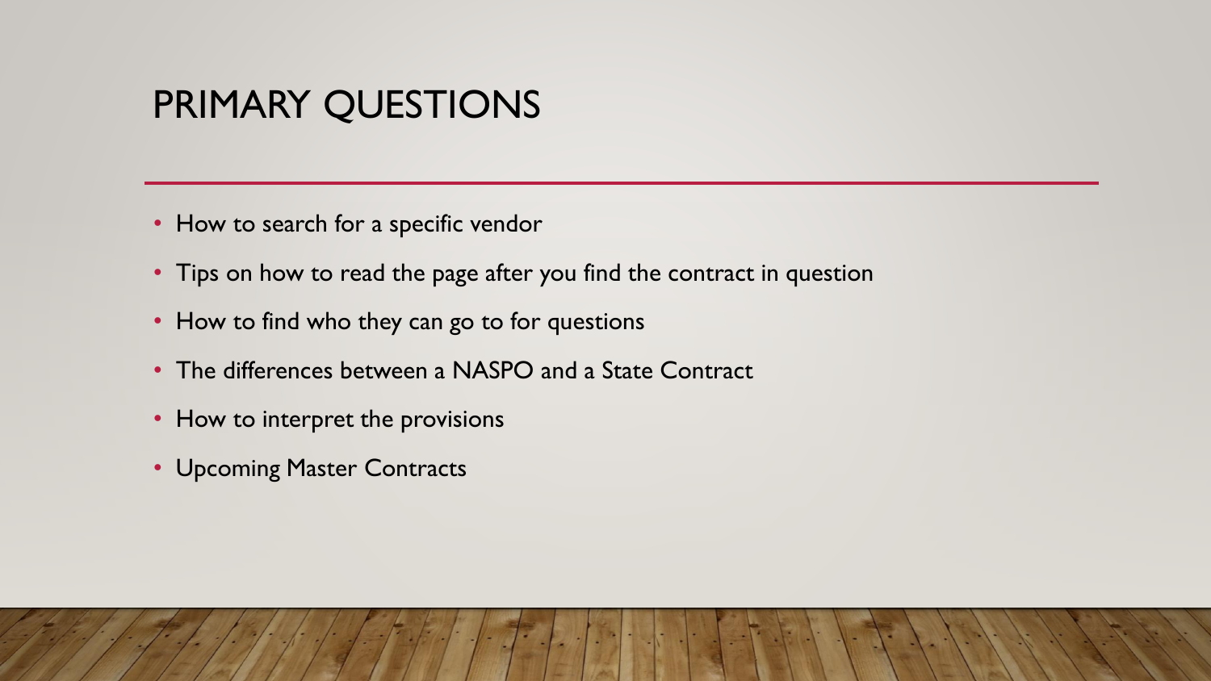# PRIMARY QUESTIONS

- How to search for a specific vendor
- Tips on how to read the page after you find the contract in question
- How to find who they can go to for questions
- The differences between a NASPO and a State Contract
- How to interpret the provisions
- Upcoming Master Contracts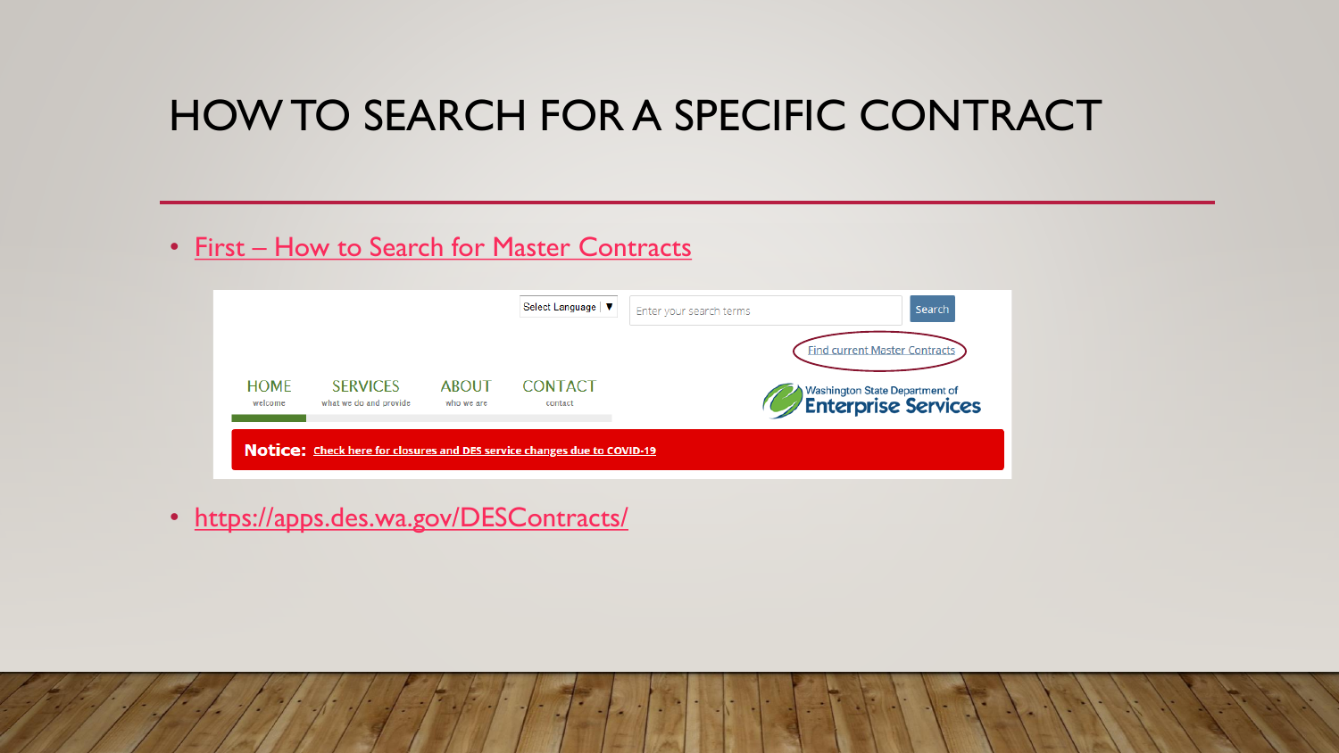# HOW TO SEARCH FOR A SPECIFIC CONTRACT

- First – How to Search for Master Contracts

- https://apps.des.wa.gov/DESContracts/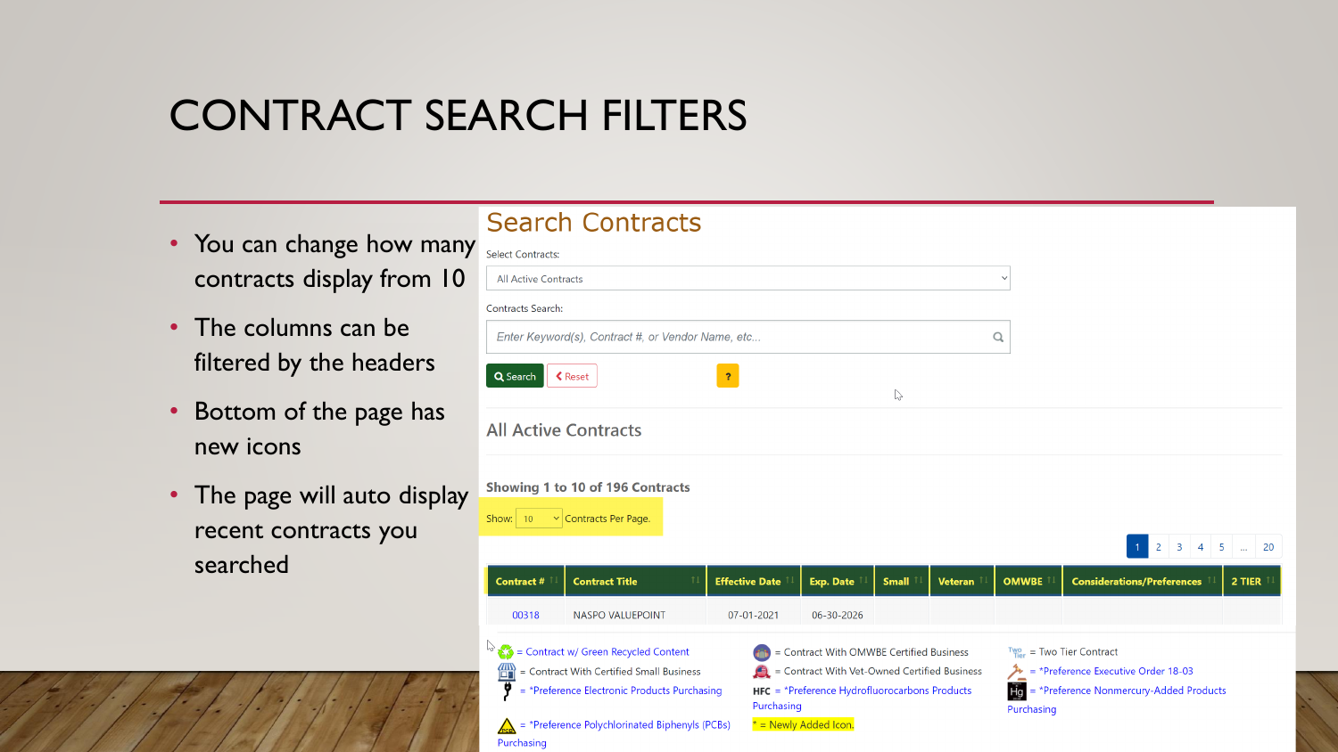# CONTRACT SEARCH FILTERS

- You can change how many contracts display from 10
- The columns can be filtered by the headers
- Bottom of the page has new icons
- The page will auto display recent contracts you searched

## Search Contracts

Select Contracts:

All Active Contracts

Contracts Search:

Enter Keyword(s), Contract #, or Vendor Name, etc...

Search | Reset | ?

### All Active Contracts

**Showing 1 to 10 of 196 Contracts**

Show: 10 Contracts Per Page.

1 2 3 4 5 ... 20

| Contract # | Contract Title | Effective Date | Exp. Date | Small | Veteran | OMWBE | Considerations/Preferences | 2 TIER |
|---|---|---|---|---|---|---|---|---|
| 00318 | NASPO VALUEPOINT | 07-01-2021 | 06-30-2026 | | | | | |

= Contract w/ Green Recycled Content

= Contract With Certified Small Business

= *Preference Electronic Products Purchasing

= *Preference Polychlorinated Biphenyls (PCBs) Purchasing

= Contract With OMWBE Certified Business

= Contract With Vet-Owned Certified Business

HFC = *Preference Hydrofluorocarbons Products Purchasing

* = Newly Added Icon.

= Two Tier Contract

= *Preference Executive Order 18-03

= *Preference Nonmercury-Added Products Purchasing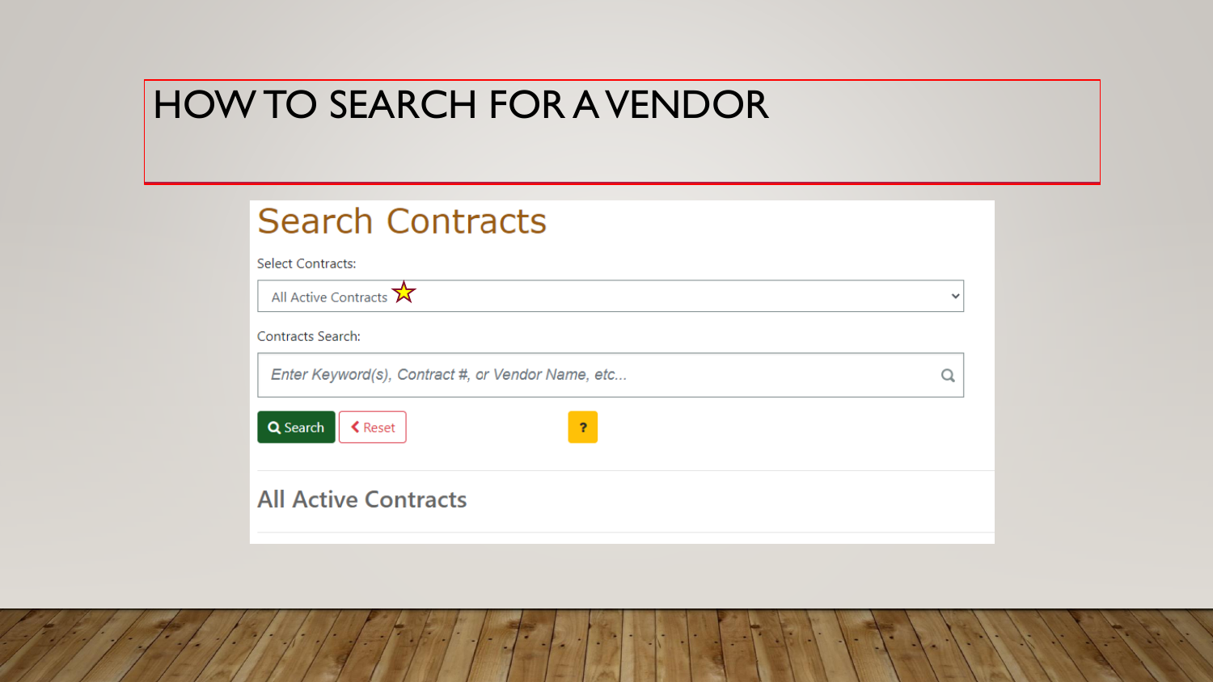# HOW TO SEARCH FOR A VENDOR

## Search Contracts

Select Contracts:

All Active Contracts

Contracts Search:

*Enter Keyword(s), Contract #, or Vendor Name, etc...*

Search | Reset | ?

### All Active Contracts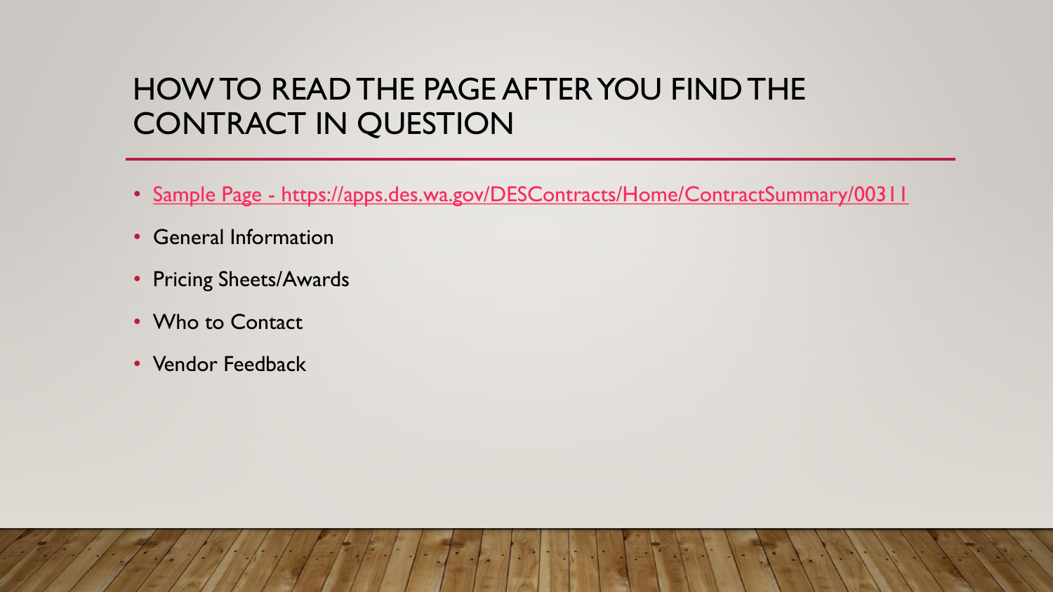# HOW TO READ THE PAGE AFTER YOU FIND THE CONTRACT IN QUESTION

- [Sample Page - https://apps.des.wa.gov/DESContracts/Home/ContractSummary/00311](https://apps.des.wa.gov/DESContracts/Home/ContractSummary/00311)
- General Information
- Pricing Sheets/Awards
- Who to Contact
- Vendor Feedback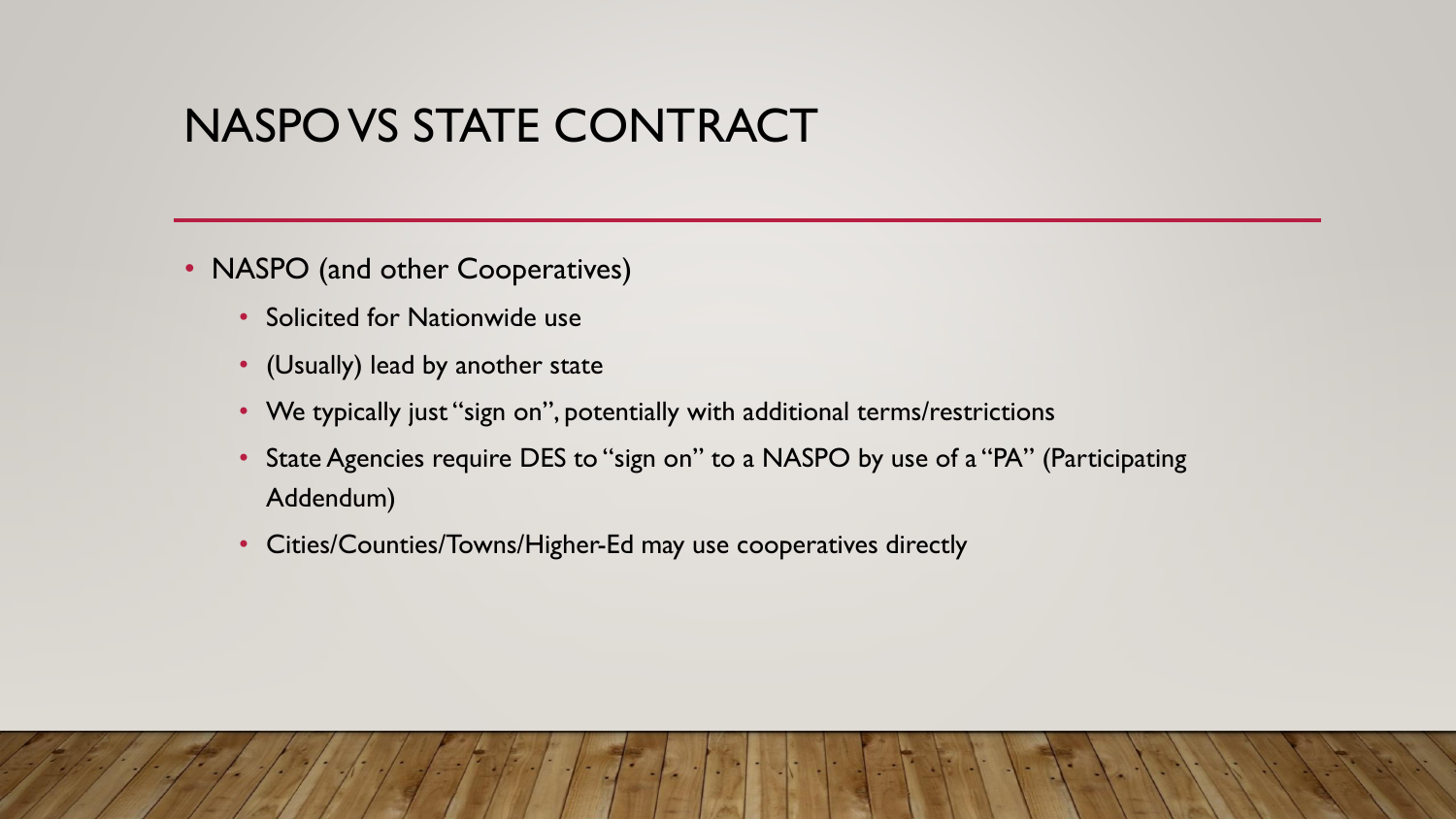# NASPO VS STATE CONTRACT

- NASPO (and other Cooperatives)
  - Solicited for Nationwide use
  - (Usually) lead by another state
  - We typically just "sign on", potentially with additional terms/restrictions
  - State Agencies require DES to "sign on" to a NASPO by use of a "PA" (Participating Addendum)
  - Cities/Counties/Towns/Higher-Ed may use cooperatives directly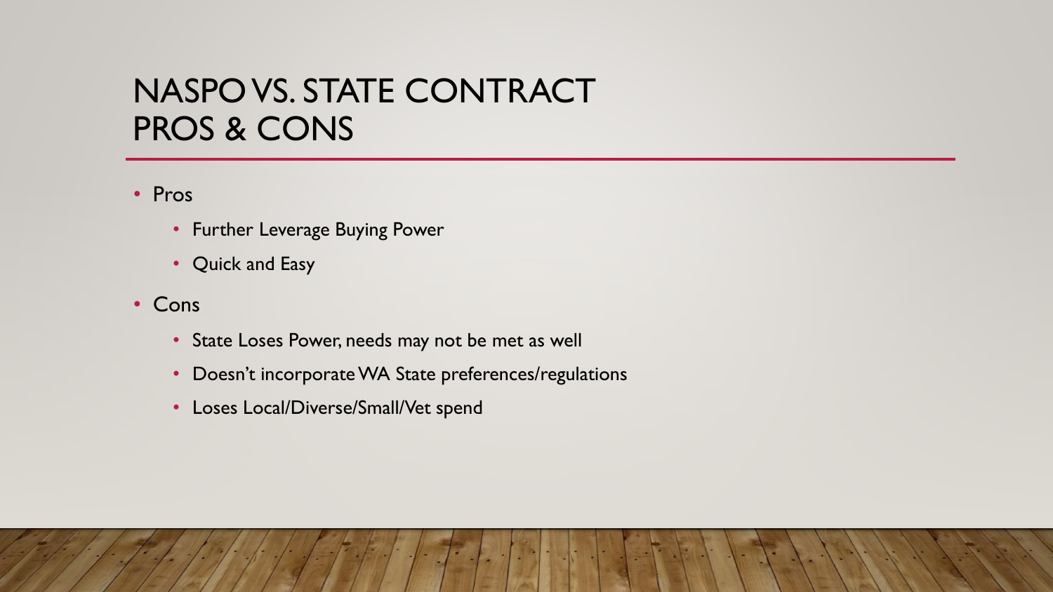# NASPO VS. STATE CONTRACT PROS & CONS

- Pros
  - Further Leverage Buying Power
  - Quick and Easy
- Cons
  - State Loses Power, needs may not be met as well
  - Doesn't incorporate WA State preferences/regulations
  - Loses Local/Diverse/Small/Vet spend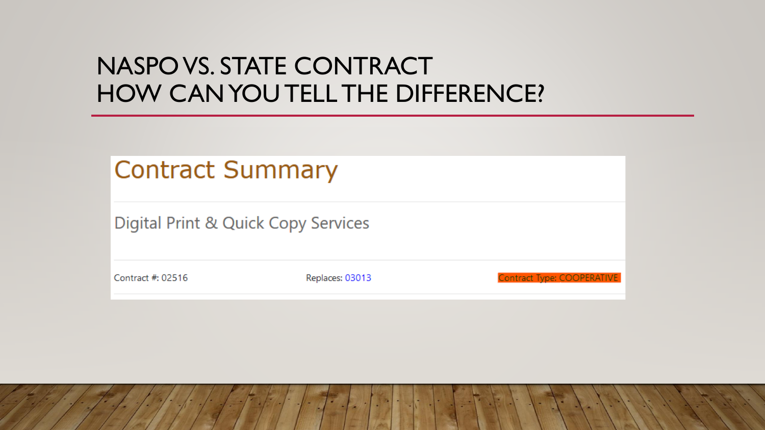# NASPO VS. STATE CONTRACT
# HOW CAN YOU TELL THE DIFFERENCE?

## Contract Summary

Digital Print & Quick Copy Services

Contract #: 02516

Replaces: 03013

Contract Type: COOPERATIVE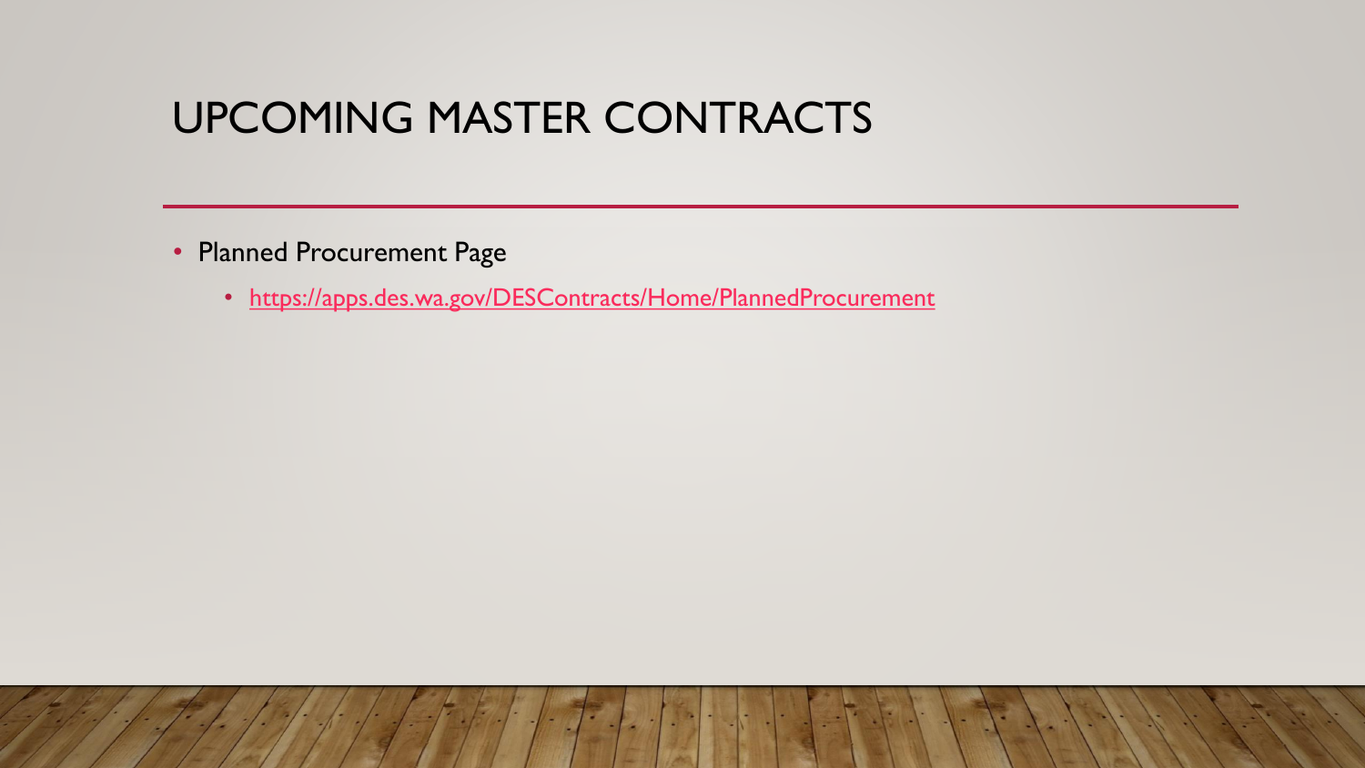# UPCOMING MASTER CONTRACTS

- Planned Procurement Page
  - https://apps.des.wa.gov/DESContracts/Home/PlannedProcurement